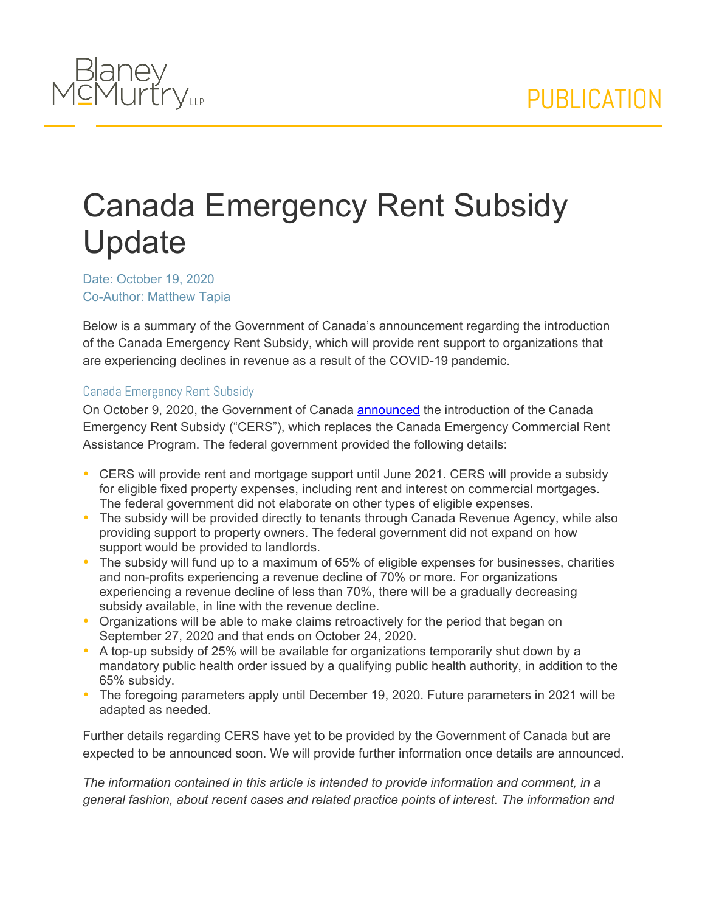Blaney McMurtry LLP

PUBLICATION

# Canada Emergency Rent Subsidy Update

Date: October 19, 2020
Co-Author: Matthew Tapia

Below is a summary of the Government of Canada's announcement regarding the introduction of the Canada Emergency Rent Subsidy, which will provide rent support to organizations that are experiencing declines in revenue as a result of the COVID-19 pandemic.

## Canada Emergency Rent Subsidy

On October 9, 2020, the Government of Canada announced the introduction of the Canada Emergency Rent Subsidy ("CERS"), which replaces the Canada Emergency Commercial Rent Assistance Program. The federal government provided the following details:

- CERS will provide rent and mortgage support until June 2021. CERS will provide a subsidy for eligible fixed property expenses, including rent and interest on commercial mortgages. The federal government did not elaborate on other types of eligible expenses.
- The subsidy will be provided directly to tenants through Canada Revenue Agency, while also providing support to property owners. The federal government did not expand on how support would be provided to landlords.
- The subsidy will fund up to a maximum of 65% of eligible expenses for businesses, charities and non-profits experiencing a revenue decline of 70% or more. For organizations experiencing a revenue decline of less than 70%, there will be a gradually decreasing subsidy available, in line with the revenue decline.
- Organizations will be able to make claims retroactively for the period that began on September 27, 2020 and that ends on October 24, 2020.
- A top-up subsidy of 25% will be available for organizations temporarily shut down by a mandatory public health order issued by a qualifying public health authority, in addition to the 65% subsidy.
- The foregoing parameters apply until December 19, 2020. Future parameters in 2021 will be adapted as needed.

Further details regarding CERS have yet to be provided by the Government of Canada but are expected to be announced soon. We will provide further information once details are announced.

*The information contained in this article is intended to provide information and comment, in a general fashion, about recent cases and related practice points of interest. The information and*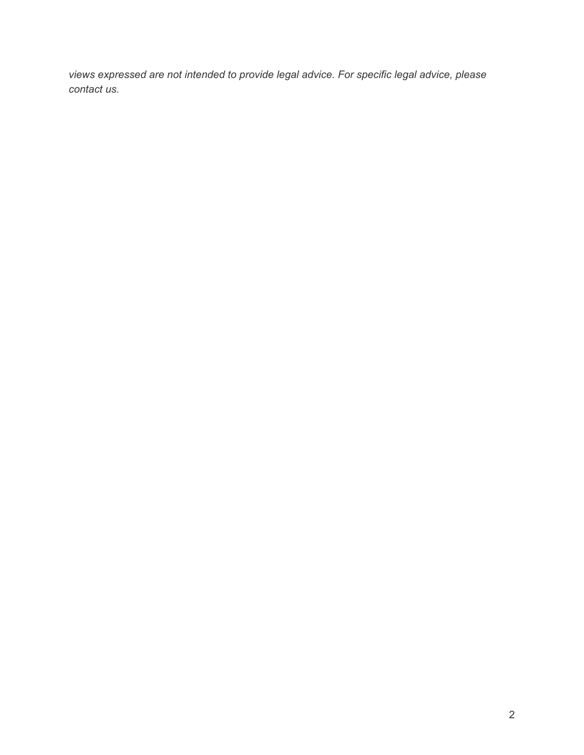*views expressed are not intended to provide legal advice. For specific legal advice, please contact us.*